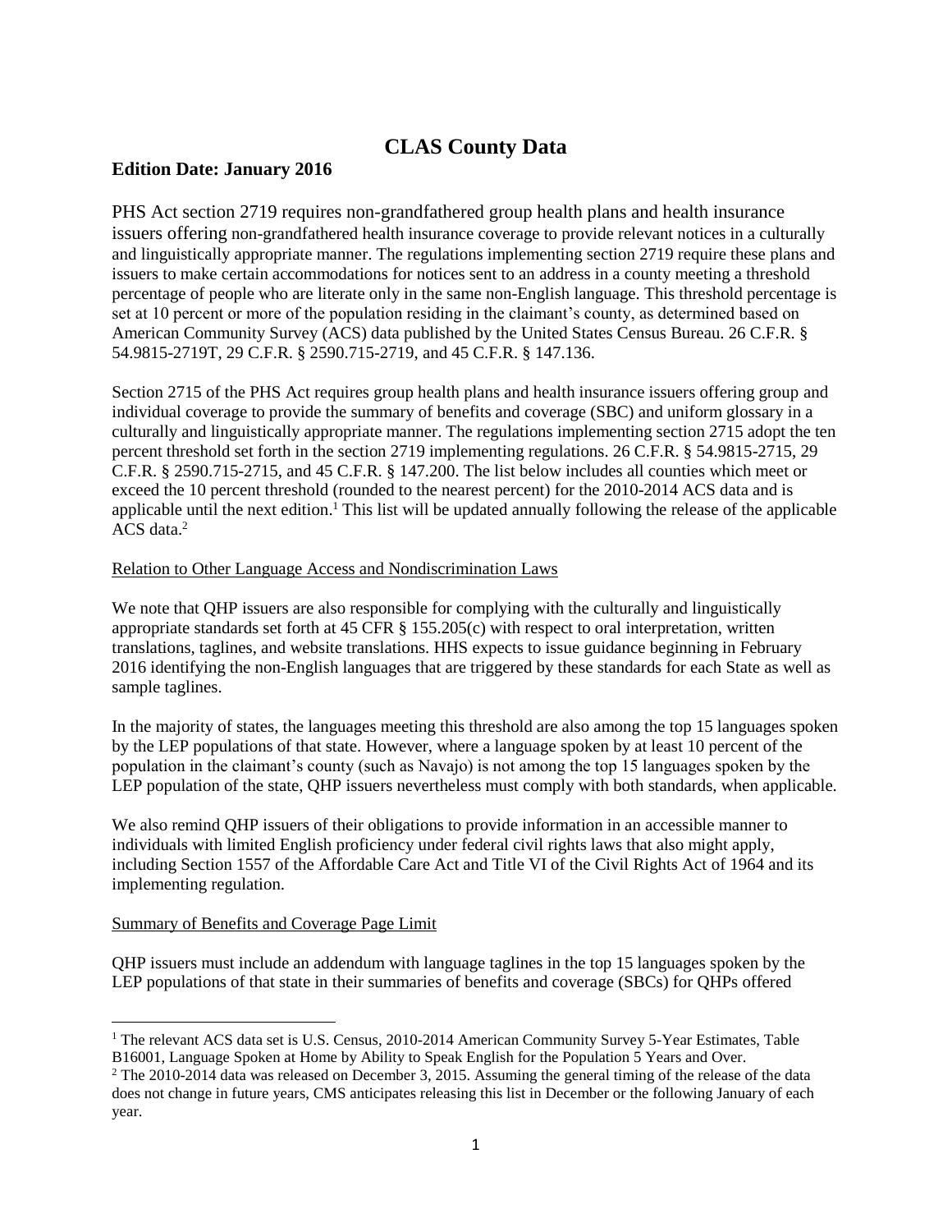# CLAS County Data

**Edition Date: January 2016**

PHS Act section 2719 requires non-grandfathered group health plans and health insurance issuers offering non-grandfathered health insurance coverage to provide relevant notices in a culturally and linguistically appropriate manner. The regulations implementing section 2719 require these plans and issuers to make certain accommodations for notices sent to an address in a county meeting a threshold percentage of people who are literate only in the same non-English language. This threshold percentage is set at 10 percent or more of the population residing in the claimant's county, as determined based on American Community Survey (ACS) data published by the United States Census Bureau. 26 C.F.R. § 54.9815-2719T, 29 C.F.R. § 2590.715-2719, and 45 C.F.R. § 147.136.

Section 2715 of the PHS Act requires group health plans and health insurance issuers offering group and individual coverage to provide the summary of benefits and coverage (SBC) and uniform glossary in a culturally and linguistically appropriate manner. The regulations implementing section 2715 adopt the ten percent threshold set forth in the section 2719 implementing regulations. 26 C.F.R. § 54.9815-2715, 29 C.F.R. § 2590.715-2715, and 45 C.F.R. § 147.200. The list below includes all counties which meet or exceed the 10 percent threshold (rounded to the nearest percent) for the 2010-2014 ACS data and is applicable until the next edition.[1] This list will be updated annually following the release of the applicable ACS data.[2]

Relation to Other Language Access and Nondiscrimination Laws

We note that QHP issuers are also responsible for complying with the culturally and linguistically appropriate standards set forth at 45 CFR § 155.205(c) with respect to oral interpretation, written translations, taglines, and website translations. HHS expects to issue guidance beginning in February 2016 identifying the non-English languages that are triggered by these standards for each State as well as sample taglines.

In the majority of states, the languages meeting this threshold are also among the top 15 languages spoken by the LEP populations of that state. However, where a language spoken by at least 10 percent of the population in the claimant's county (such as Navajo) is not among the top 15 languages spoken by the LEP population of the state, QHP issuers nevertheless must comply with both standards, when applicable.

We also remind QHP issuers of their obligations to provide information in an accessible manner to individuals with limited English proficiency under federal civil rights laws that also might apply, including Section 1557 of the Affordable Care Act and Title VI of the Civil Rights Act of 1964 and its implementing regulation.

Summary of Benefits and Coverage Page Limit

QHP issuers must include an addendum with language taglines in the top 15 languages spoken by the LEP populations of that state in their summaries of benefits and coverage (SBCs) for QHPs offered

---

[1] The relevant ACS data set is U.S. Census, 2010-2014 American Community Survey 5-Year Estimates, Table B16001, Language Spoken at Home by Ability to Speak English for the Population 5 Years and Over.

[2] The 2010-2014 data was released on December 3, 2015. Assuming the general timing of the release of the data does not change in future years, CMS anticipates releasing this list in December or the following January of each year.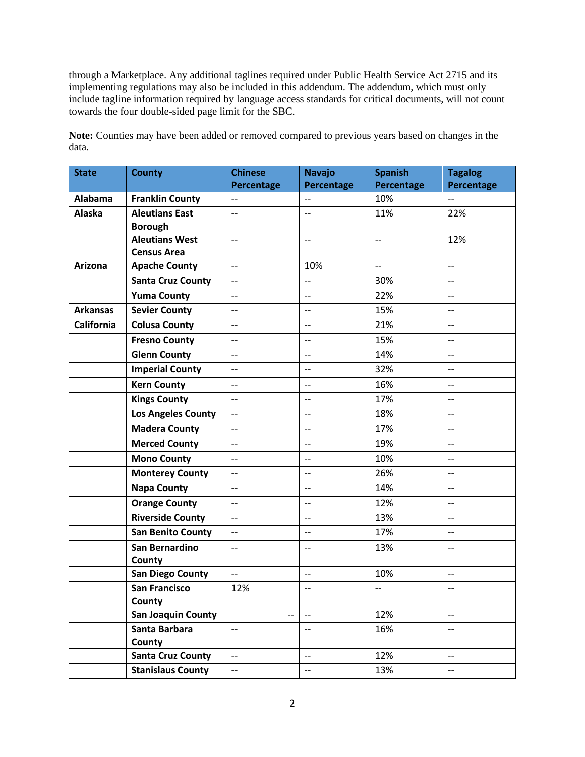through a Marketplace. Any additional taglines required under Public Health Service Act 2715 and its implementing regulations may also be included in this addendum. The addendum, which must only include tagline information required by language access standards for critical documents, will not count towards the four double-sided page limit for the SBC.

**Note:** Counties may have been added or removed compared to previous years based on changes in the data.

| State | County | Chinese Percentage | Navajo Percentage | Spanish Percentage | Tagalog Percentage |
|---|---|---|---|---|---|
| **Alabama** | **Franklin County** | -- | -- | 10% | -- |
| **Alaska** | **Aleutians East Borough** | -- | -- | 11% | 22% |
| | **Aleutians West Census Area** | -- | -- | -- | 12% |
| **Arizona** | **Apache County** | -- | 10% | -- | -- |
| | **Santa Cruz County** | -- | -- | 30% | -- |
| | **Yuma County** | -- | -- | 22% | -- |
| **Arkansas** | **Sevier County** | -- | -- | 15% | -- |
| **California** | **Colusa County** | -- | -- | 21% | -- |
| | **Fresno County** | -- | -- | 15% | -- |
| | **Glenn County** | -- | -- | 14% | -- |
| | **Imperial County** | -- | -- | 32% | -- |
| | **Kern County** | -- | -- | 16% | -- |
| | **Kings County** | -- | -- | 17% | -- |
| | **Los Angeles County** | -- | -- | 18% | -- |
| | **Madera County** | -- | -- | 17% | -- |
| | **Merced County** | -- | -- | 19% | -- |
| | **Mono County** | -- | -- | 10% | -- |
| | **Monterey County** | -- | -- | 26% | -- |
| | **Napa County** | -- | -- | 14% | -- |
| | **Orange County** | -- | -- | 12% | -- |
| | **Riverside County** | -- | -- | 13% | -- |
| | **San Benito County** | -- | -- | 17% | -- |
| | **San Bernardino County** | -- | -- | 13% | -- |
| | **San Diego County** | -- | -- | 10% | -- |
| | **San Francisco County** | 12% | -- | -- | -- |
| | **San Joaquin County** | -- | -- | 12% | -- |
| | **Santa Barbara County** | -- | -- | 16% | -- |
| | **Santa Cruz County** | -- | -- | 12% | -- |
| | **Stanislaus County** | -- | -- | 13% | -- |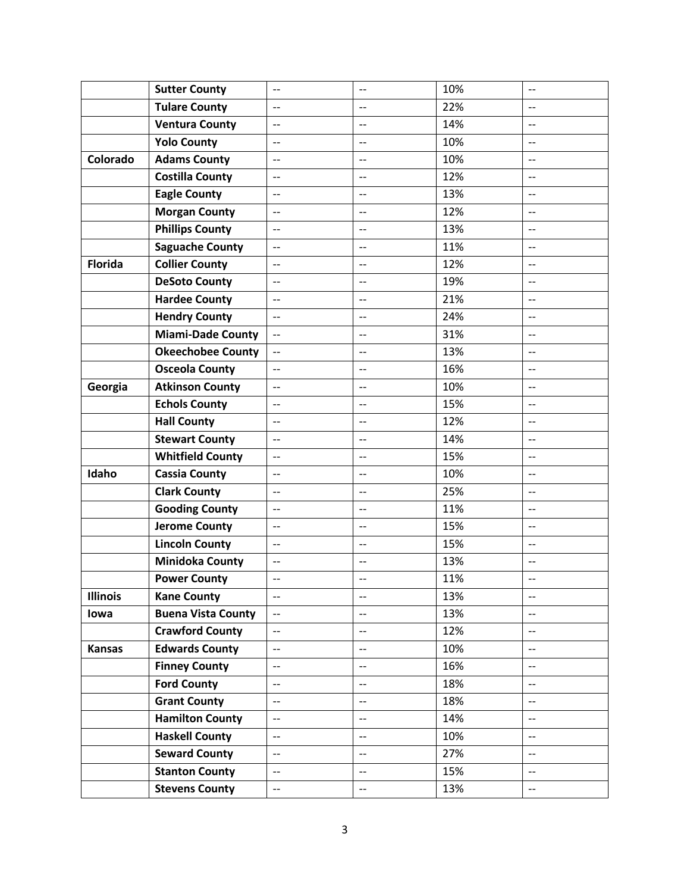| | | | | | |
|---|---|---|---|---|---|
| | **Sutter County** | -- | -- | 10% | -- |
| | **Tulare County** | -- | -- | 22% | -- |
| | **Ventura County** | -- | -- | 14% | -- |
| | **Yolo County** | -- | -- | 10% | -- |
| **Colorado** | **Adams County** | -- | -- | 10% | -- |
| | **Costilla County** | -- | -- | 12% | -- |
| | **Eagle County** | -- | -- | 13% | -- |
| | **Morgan County** | -- | -- | 12% | -- |
| | **Phillips County** | -- | -- | 13% | -- |
| | **Saguache County** | -- | -- | 11% | -- |
| **Florida** | **Collier County** | -- | -- | 12% | -- |
| | **DeSoto County** | -- | -- | 19% | -- |
| | **Hardee County** | -- | -- | 21% | -- |
| | **Hendry County** | -- | -- | 24% | -- |
| | **Miami-Dade County** | -- | -- | 31% | -- |
| | **Okeechobee County** | -- | -- | 13% | -- |
| | **Osceola County** | -- | -- | 16% | -- |
| **Georgia** | **Atkinson County** | -- | -- | 10% | -- |
| | **Echols County** | -- | -- | 15% | -- |
| | **Hall County** | -- | -- | 12% | -- |
| | **Stewart County** | -- | -- | 14% | -- |
| | **Whitfield County** | -- | -- | 15% | -- |
| **Idaho** | **Cassia County** | -- | -- | 10% | -- |
| | **Clark County** | -- | -- | 25% | -- |
| | **Gooding County** | -- | -- | 11% | -- |
| | **Jerome County** | -- | -- | 15% | -- |
| | **Lincoln County** | -- | -- | 15% | -- |
| | **Minidoka County** | -- | -- | 13% | -- |
| | **Power County** | -- | -- | 11% | -- |
| **Illinois** | **Kane County** | -- | -- | 13% | -- |
| **Iowa** | **Buena Vista County** | -- | -- | 13% | -- |
| | **Crawford County** | -- | -- | 12% | -- |
| **Kansas** | **Edwards County** | -- | -- | 10% | -- |
| | **Finney County** | -- | -- | 16% | -- |
| | **Ford County** | -- | -- | 18% | -- |
| | **Grant County** | -- | -- | 18% | -- |
| | **Hamilton County** | -- | -- | 14% | -- |
| | **Haskell County** | -- | -- | 10% | -- |
| | **Seward County** | -- | -- | 27% | -- |
| | **Stanton County** | -- | -- | 15% | -- |
| | **Stevens County** | -- | -- | 13% | -- |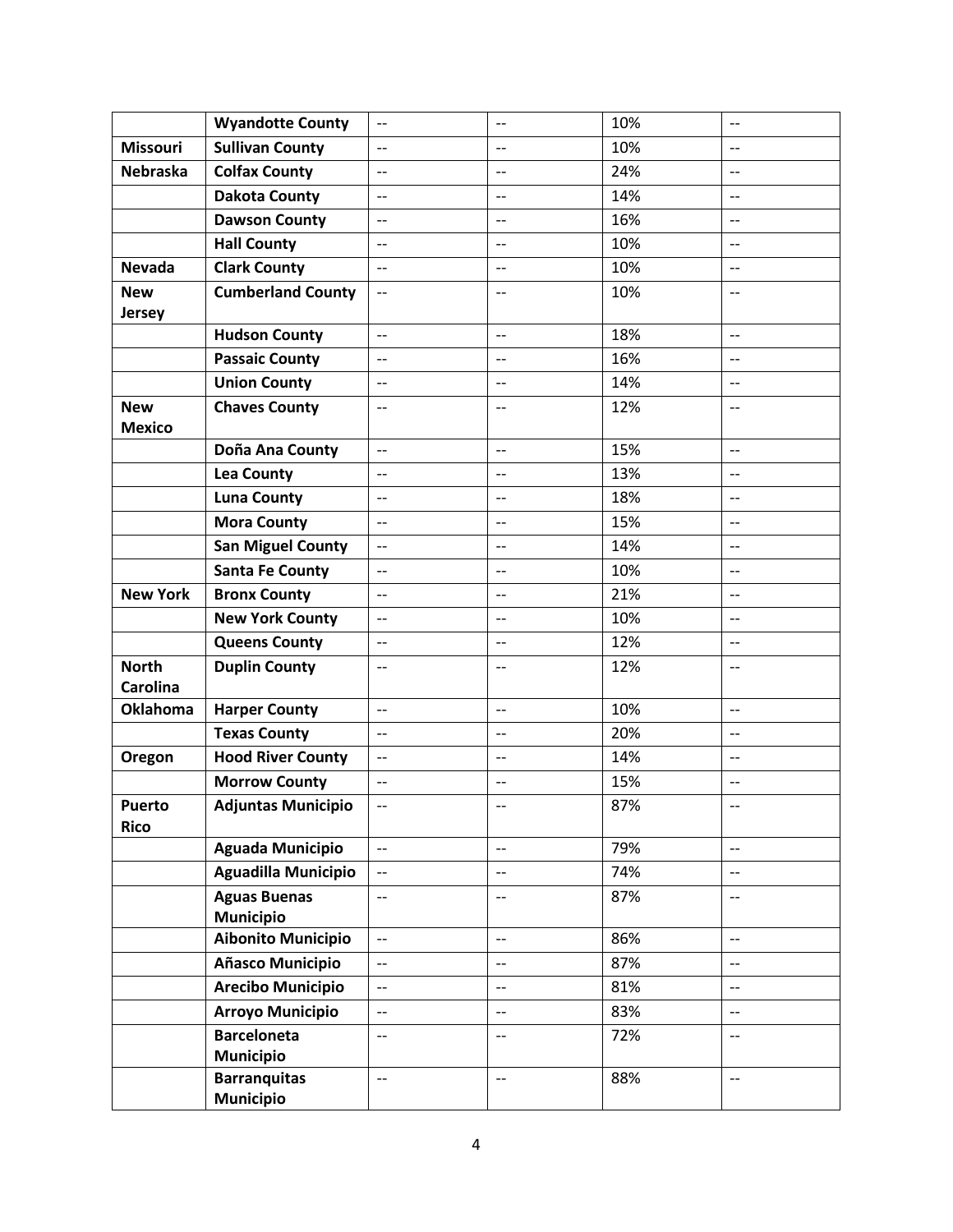| | | | | | |
|---|---|---|---|---|---|
| | **Wyandotte County** | -- | -- | 10% | -- |
| **Missouri** | **Sullivan County** | -- | -- | 10% | -- |
| **Nebraska** | **Colfax County** | -- | -- | 24% | -- |
| | **Dakota County** | -- | -- | 14% | -- |
| | **Dawson County** | -- | -- | 16% | -- |
| | **Hall County** | -- | -- | 10% | -- |
| **Nevada** | **Clark County** | -- | -- | 10% | -- |
| **New Jersey** | **Cumberland County** | -- | -- | 10% | -- |
| | **Hudson County** | -- | -- | 18% | -- |
| | **Passaic County** | -- | -- | 16% | -- |
| | **Union County** | -- | -- | 14% | -- |
| **New Mexico** | **Chaves County** | -- | -- | 12% | -- |
| | **Doña Ana County** | -- | -- | 15% | -- |
| | **Lea County** | -- | -- | 13% | -- |
| | **Luna County** | -- | -- | 18% | -- |
| | **Mora County** | -- | -- | 15% | -- |
| | **San Miguel County** | -- | -- | 14% | -- |
| | **Santa Fe County** | -- | -- | 10% | -- |
| **New York** | **Bronx County** | -- | -- | 21% | -- |
| | **New York County** | -- | -- | 10% | -- |
| | **Queens County** | -- | -- | 12% | -- |
| **North Carolina** | **Duplin County** | -- | -- | 12% | -- |
| **Oklahoma** | **Harper County** | -- | -- | 10% | -- |
| | **Texas County** | -- | -- | 20% | -- |
| **Oregon** | **Hood River County** | -- | -- | 14% | -- |
| | **Morrow County** | -- | -- | 15% | -- |
| **Puerto Rico** | **Adjuntas Municipio** | -- | -- | 87% | -- |
| | **Aguada Municipio** | -- | -- | 79% | -- |
| | **Aguadilla Municipio** | -- | -- | 74% | -- |
| | **Aguas Buenas Municipio** | -- | -- | 87% | -- |
| | **Aibonito Municipio** | -- | -- | 86% | -- |
| | **Añasco Municipio** | -- | -- | 87% | -- |
| | **Arecibo Municipio** | -- | -- | 81% | -- |
| | **Arroyo Municipio** | -- | -- | 83% | -- |
| | **Barceloneta Municipio** | -- | -- | 72% | -- |
| | **Barranquitas Municipio** | -- | -- | 88% | -- |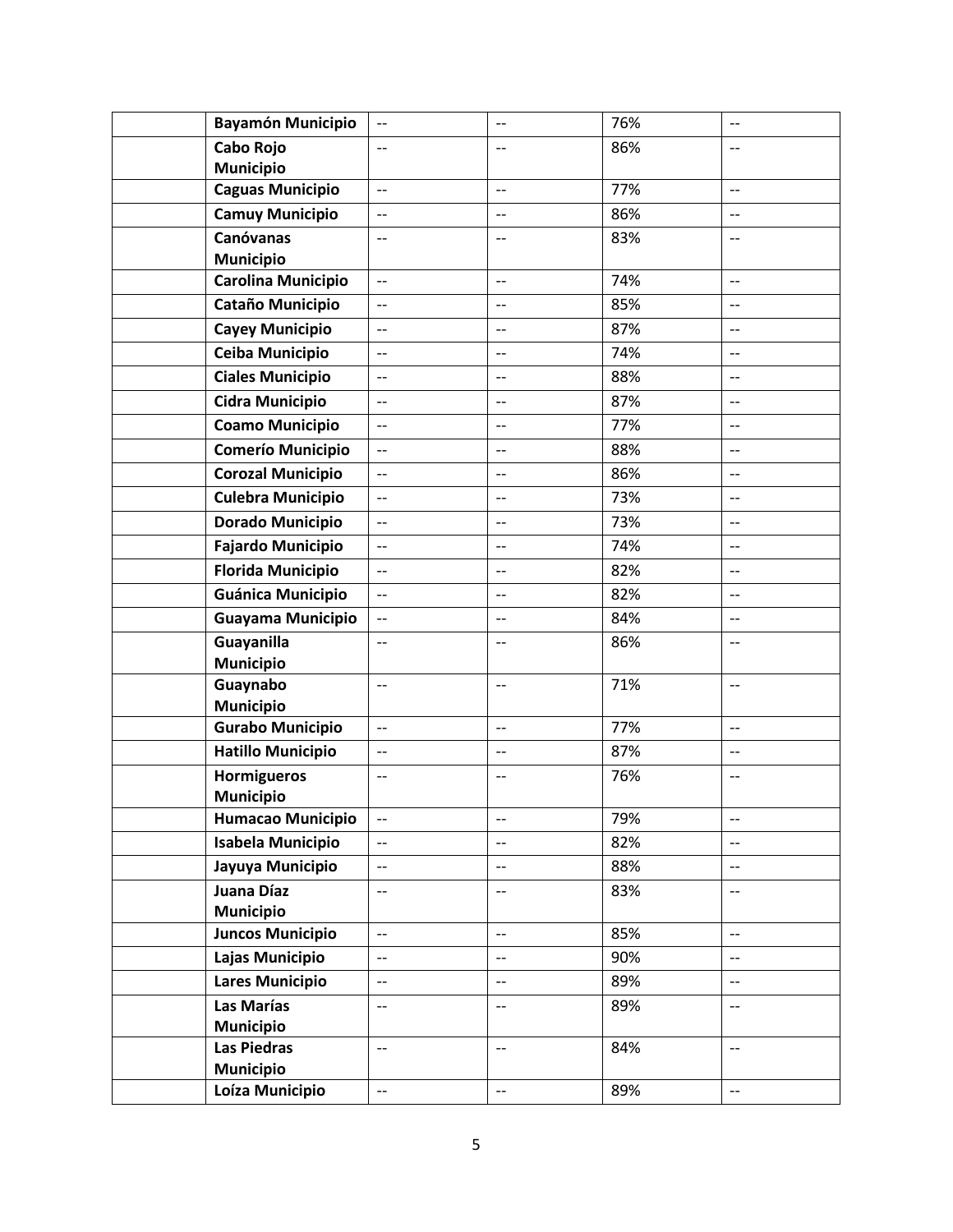| | | | | | |
|---|---|---|---|---|---|
| | **Bayamón Municipio** | -- | -- | 76% | -- |
| | **Cabo Rojo Municipio** | -- | -- | 86% | -- |
| | **Caguas Municipio** | -- | -- | 77% | -- |
| | **Camuy Municipio** | -- | -- | 86% | -- |
| | **Canóvanas Municipio** | -- | -- | 83% | -- |
| | **Carolina Municipio** | -- | -- | 74% | -- |
| | **Cataño Municipio** | -- | -- | 85% | -- |
| | **Cayey Municipio** | -- | -- | 87% | -- |
| | **Ceiba Municipio** | -- | -- | 74% | -- |
| | **Ciales Municipio** | -- | -- | 88% | -- |
| | **Cidra Municipio** | -- | -- | 87% | -- |
| | **Coamo Municipio** | -- | -- | 77% | -- |
| | **Comerío Municipio** | -- | -- | 88% | -- |
| | **Corozal Municipio** | -- | -- | 86% | -- |
| | **Culebra Municipio** | -- | -- | 73% | -- |
| | **Dorado Municipio** | -- | -- | 73% | -- |
| | **Fajardo Municipio** | -- | -- | 74% | -- |
| | **Florida Municipio** | -- | -- | 82% | -- |
| | **Guánica Municipio** | -- | -- | 82% | -- |
| | **Guayama Municipio** | -- | -- | 84% | -- |
| | **Guayanilla Municipio** | -- | -- | 86% | -- |
| | **Guaynabo Municipio** | -- | -- | 71% | -- |
| | **Gurabo Municipio** | -- | -- | 77% | -- |
| | **Hatillo Municipio** | -- | -- | 87% | -- |
| | **Hormigueros Municipio** | -- | -- | 76% | -- |
| | **Humacao Municipio** | -- | -- | 79% | -- |
| | **Isabela Municipio** | -- | -- | 82% | -- |
| | **Jayuya Municipio** | -- | -- | 88% | -- |
| | **Juana Díaz Municipio** | -- | -- | 83% | -- |
| | **Juncos Municipio** | -- | -- | 85% | -- |
| | **Lajas Municipio** | -- | -- | 90% | -- |
| | **Lares Municipio** | -- | -- | 89% | -- |
| | **Las Marías Municipio** | -- | -- | 89% | -- |
| | **Las Piedras Municipio** | -- | -- | 84% | -- |
| | **Loíza Municipio** | -- | -- | 89% | -- |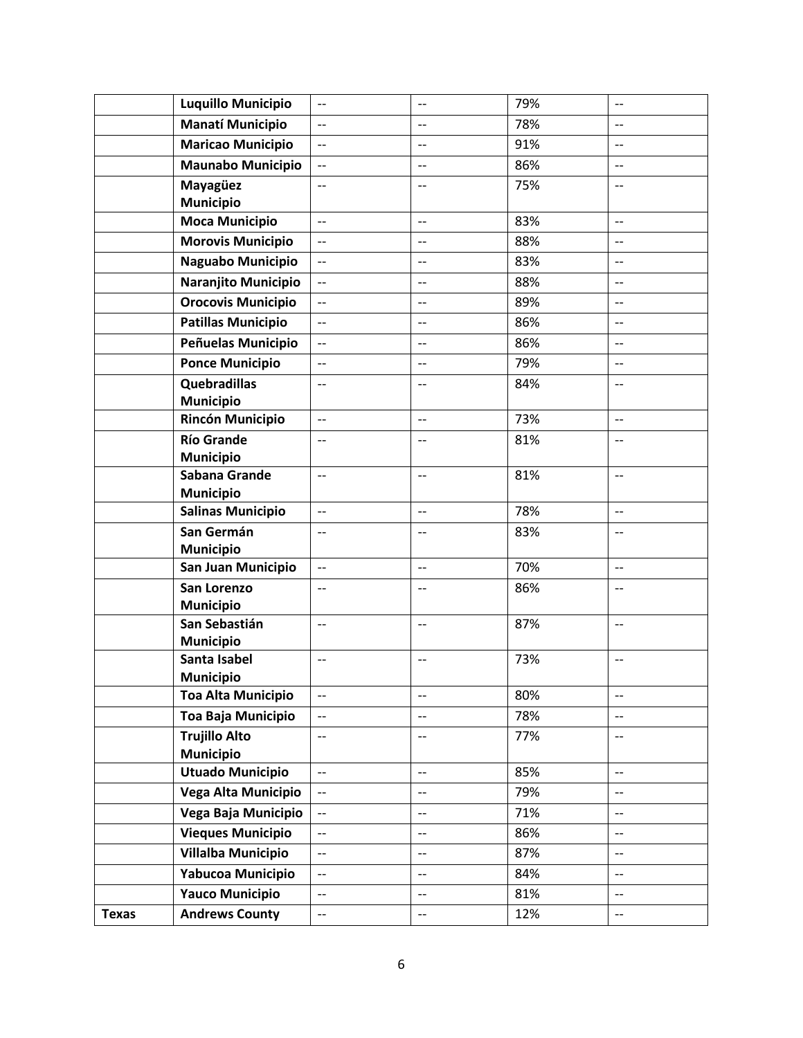|  |  |  |  |  |  |
|---|---|---|---|---|---|
|  | **Luquillo Municipio** | -- | -- | 79% | -- |
|  | **Manatí Municipio** | -- | -- | 78% | -- |
|  | **Maricao Municipio** | -- | -- | 91% | -- |
|  | **Maunabo Municipio** | -- | -- | 86% | -- |
|  | **Mayagüez Municipio** | -- | -- | 75% | -- |
|  | **Moca Municipio** | -- | -- | 83% | -- |
|  | **Morovis Municipio** | -- | -- | 88% | -- |
|  | **Naguabo Municipio** | -- | -- | 83% | -- |
|  | **Naranjito Municipio** | -- | -- | 88% | -- |
|  | **Orocovis Municipio** | -- | -- | 89% | -- |
|  | **Patillas Municipio** | -- | -- | 86% | -- |
|  | **Peñuelas Municipio** | -- | -- | 86% | -- |
|  | **Ponce Municipio** | -- | -- | 79% | -- |
|  | **Quebradillas Municipio** | -- | -- | 84% | -- |
|  | **Rincón Municipio** | -- | -- | 73% | -- |
|  | **Río Grande Municipio** | -- | -- | 81% | -- |
|  | **Sabana Grande Municipio** | -- | -- | 81% | -- |
|  | **Salinas Municipio** | -- | -- | 78% | -- |
|  | **San Germán Municipio** | -- | -- | 83% | -- |
|  | **San Juan Municipio** | -- | -- | 70% | -- |
|  | **San Lorenzo Municipio** | -- | -- | 86% | -- |
|  | **San Sebastián Municipio** | -- | -- | 87% | -- |
|  | **Santa Isabel Municipio** | -- | -- | 73% | -- |
|  | **Toa Alta Municipio** | -- | -- | 80% | -- |
|  | **Toa Baja Municipio** | -- | -- | 78% | -- |
|  | **Trujillo Alto Municipio** | -- | -- | 77% | -- |
|  | **Utuado Municipio** | -- | -- | 85% | -- |
|  | **Vega Alta Municipio** | -- | -- | 79% | -- |
|  | **Vega Baja Municipio** | -- | -- | 71% | -- |
|  | **Vieques Municipio** | -- | -- | 86% | -- |
|  | **Villalba Municipio** | -- | -- | 87% | -- |
|  | **Yabucoa Municipio** | -- | -- | 84% | -- |
|  | **Yauco Municipio** | -- | -- | 81% | -- |
| **Texas** | **Andrews County** | -- | -- | 12% | -- |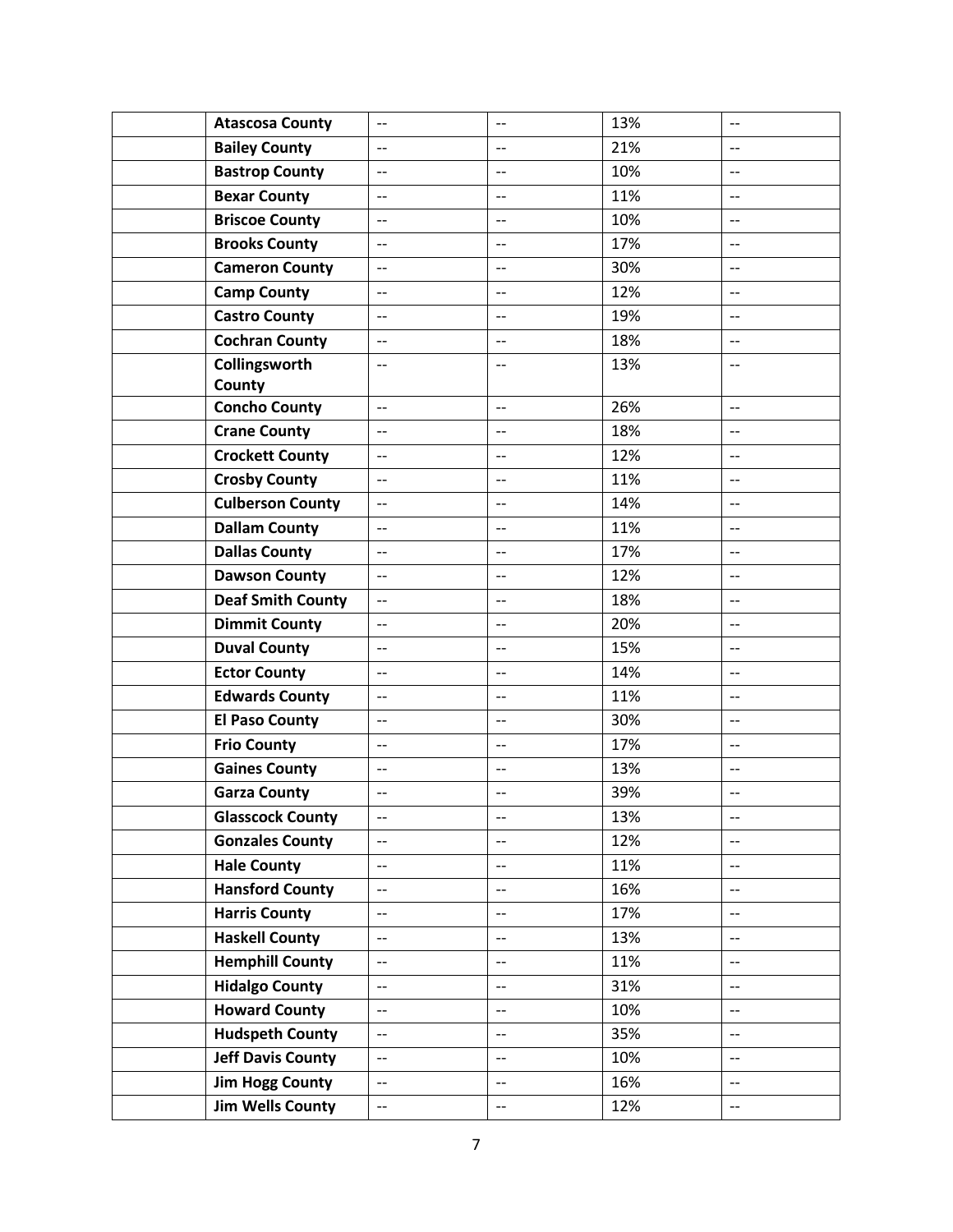| | | | | | |
|---|---|---|---|---|---|
| | **Atascosa County** | -- | -- | 13% | -- |
| | **Bailey County** | -- | -- | 21% | -- |
| | **Bastrop County** | -- | -- | 10% | -- |
| | **Bexar County** | -- | -- | 11% | -- |
| | **Briscoe County** | -- | -- | 10% | -- |
| | **Brooks County** | -- | -- | 17% | -- |
| | **Cameron County** | -- | -- | 30% | -- |
| | **Camp County** | -- | -- | 12% | -- |
| | **Castro County** | -- | -- | 19% | -- |
| | **Cochran County** | -- | -- | 18% | -- |
| | **Collingsworth County** | -- | -- | 13% | -- |
| | **Concho County** | -- | -- | 26% | -- |
| | **Crane County** | -- | -- | 18% | -- |
| | **Crockett County** | -- | -- | 12% | -- |
| | **Crosby County** | -- | -- | 11% | -- |
| | **Culberson County** | -- | -- | 14% | -- |
| | **Dallam County** | -- | -- | 11% | -- |
| | **Dallas County** | -- | -- | 17% | -- |
| | **Dawson County** | -- | -- | 12% | -- |
| | **Deaf Smith County** | -- | -- | 18% | -- |
| | **Dimmit County** | -- | -- | 20% | -- |
| | **Duval County** | -- | -- | 15% | -- |
| | **Ector County** | -- | -- | 14% | -- |
| | **Edwards County** | -- | -- | 11% | -- |
| | **El Paso County** | -- | -- | 30% | -- |
| | **Frio County** | -- | -- | 17% | -- |
| | **Gaines County** | -- | -- | 13% | -- |
| | **Garza County** | -- | -- | 39% | -- |
| | **Glasscock County** | -- | -- | 13% | -- |
| | **Gonzales County** | -- | -- | 12% | -- |
| | **Hale County** | -- | -- | 11% | -- |
| | **Hansford County** | -- | -- | 16% | -- |
| | **Harris County** | -- | -- | 17% | -- |
| | **Haskell County** | -- | -- | 13% | -- |
| | **Hemphill County** | -- | -- | 11% | -- |
| | **Hidalgo County** | -- | -- | 31% | -- |
| | **Howard County** | -- | -- | 10% | -- |
| | **Hudspeth County** | -- | -- | 35% | -- |
| | **Jeff Davis County** | -- | -- | 10% | -- |
| | **Jim Hogg County** | -- | -- | 16% | -- |
| | **Jim Wells County** | -- | -- | 12% | -- |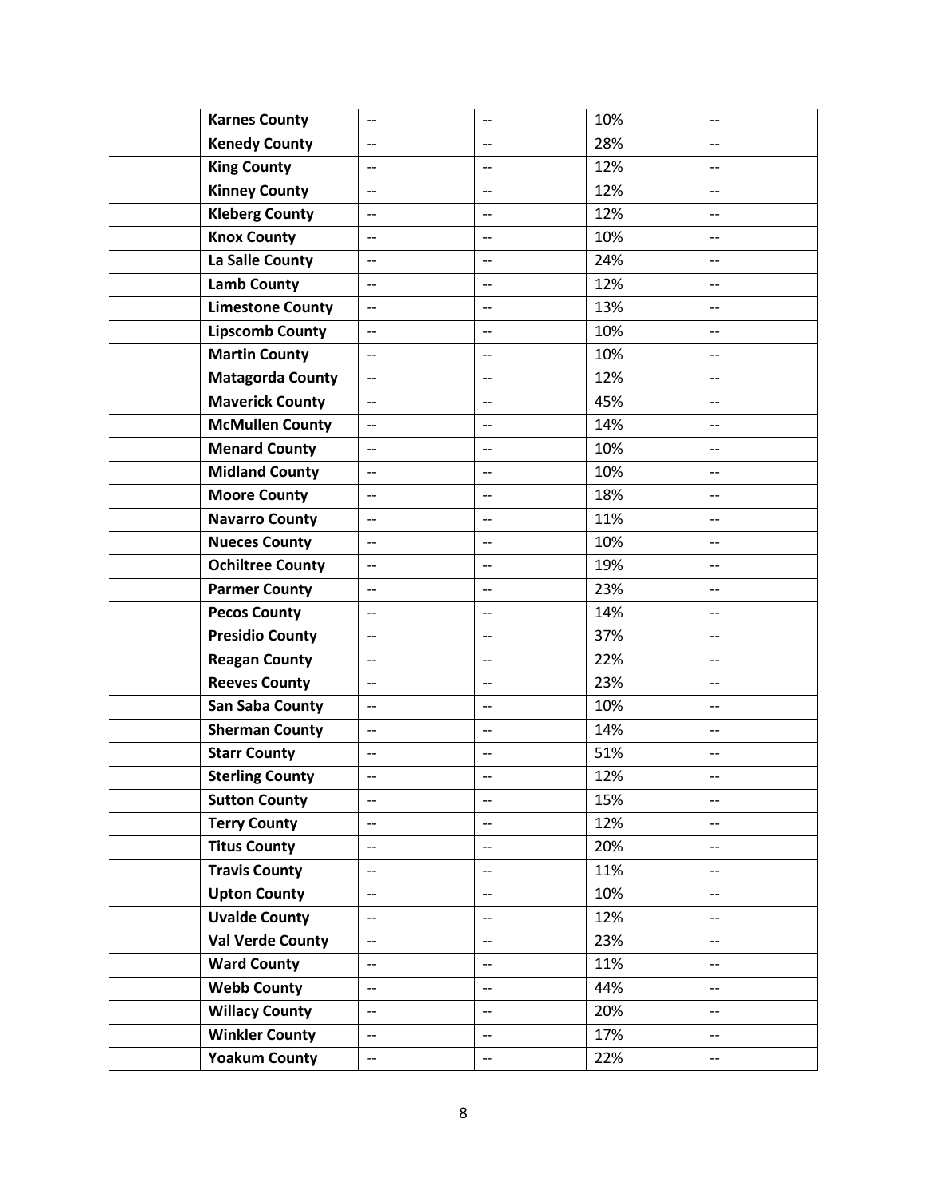| | | | | | |
|---|---|---|---|---|---|
| | **Karnes County** | -- | -- | 10% | -- |
| | **Kenedy County** | -- | -- | 28% | -- |
| | **King County** | -- | -- | 12% | -- |
| | **Kinney County** | -- | -- | 12% | -- |
| | **Kleberg County** | -- | -- | 12% | -- |
| | **Knox County** | -- | -- | 10% | -- |
| | **La Salle County** | -- | -- | 24% | -- |
| | **Lamb County** | -- | -- | 12% | -- |
| | **Limestone County** | -- | -- | 13% | -- |
| | **Lipscomb County** | -- | -- | 10% | -- |
| | **Martin County** | -- | -- | 10% | -- |
| | **Matagorda County** | -- | -- | 12% | -- |
| | **Maverick County** | -- | -- | 45% | -- |
| | **McMullen County** | -- | -- | 14% | -- |
| | **Menard County** | -- | -- | 10% | -- |
| | **Midland County** | -- | -- | 10% | -- |
| | **Moore County** | -- | -- | 18% | -- |
| | **Navarro County** | -- | -- | 11% | -- |
| | **Nueces County** | -- | -- | 10% | -- |
| | **Ochiltree County** | -- | -- | 19% | -- |
| | **Parmer County** | -- | -- | 23% | -- |
| | **Pecos County** | -- | -- | 14% | -- |
| | **Presidio County** | -- | -- | 37% | -- |
| | **Reagan County** | -- | -- | 22% | -- |
| | **Reeves County** | -- | -- | 23% | -- |
| | **San Saba County** | -- | -- | 10% | -- |
| | **Sherman County** | -- | -- | 14% | -- |
| | **Starr County** | -- | -- | 51% | -- |
| | **Sterling County** | -- | -- | 12% | -- |
| | **Sutton County** | -- | -- | 15% | -- |
| | **Terry County** | -- | -- | 12% | -- |
| | **Titus County** | -- | -- | 20% | -- |
| | **Travis County** | -- | -- | 11% | -- |
| | **Upton County** | -- | -- | 10% | -- |
| | **Uvalde County** | -- | -- | 12% | -- |
| | **Val Verde County** | -- | -- | 23% | -- |
| | **Ward County** | -- | -- | 11% | -- |
| | **Webb County** | -- | -- | 44% | -- |
| | **Willacy County** | -- | -- | 20% | -- |
| | **Winkler County** | -- | -- | 17% | -- |
| | **Yoakum County** | -- | -- | 22% | -- |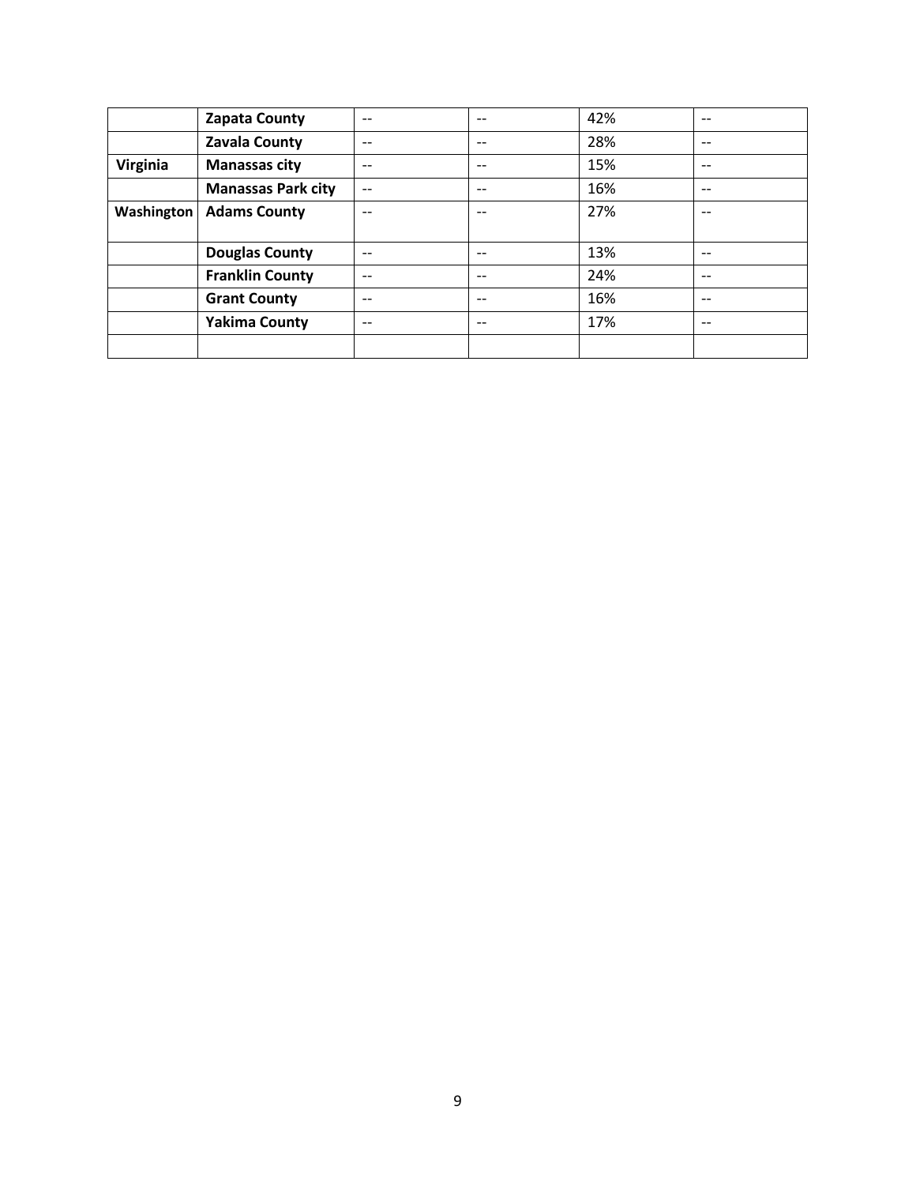| | | | | | |
|---|---|---|---|---|---|
| | **Zapata County** | -- | -- | 42% | -- |
| | **Zavala County** | -- | -- | 28% | -- |
| **Virginia** | **Manassas city** | -- | -- | 15% | -- |
| | **Manassas Park city** | -- | -- | 16% | -- |
| **Washington** | **Adams County** | -- | -- | 27% | -- |
| | **Douglas County** | -- | -- | 13% | -- |
| | **Franklin County** | -- | -- | 24% | -- |
| | **Grant County** | -- | -- | 16% | -- |
| | **Yakima County** | -- | -- | 17% | -- |
| | | | | | |